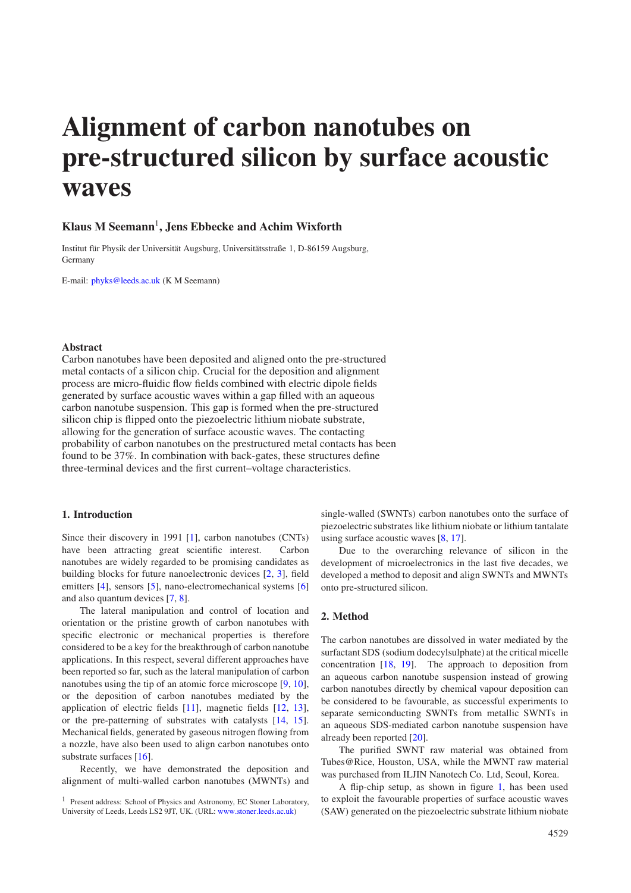# Alignment of carbon nanotubes on pre-structured silicon by surface acoustic waves

**Klaus M Seemann[1], Jens Ebbecke and Achim Wixforth**

Institut für Physik der Universität Augsburg, Universitätsstraße 1, D-86159 Augsburg, Germany

E-mail: phyks@leeds.ac.uk (K M Seemann)

### Abstract

Carbon nanotubes have been deposited and aligned onto the pre-structured metal contacts of a silicon chip. Crucial for the deposition and alignment process are micro-fluidic flow fields combined with electric dipole fields generated by surface acoustic waves within a gap filled with an aqueous carbon nanotube suspension. This gap is formed when the pre-structured silicon chip is flipped onto the piezoelectric lithium niobate substrate, allowing for the generation of surface acoustic waves. The contacting probability of carbon nanotubes on the prestructured metal contacts has been found to be 37%. In combination with back-gates, these structures define three-terminal devices and the first current–voltage characteristics.

## 1. Introduction

Since their discovery in 1991 [1], carbon nanotubes (CNTs) have been attracting great scientific interest. Carbon nanotubes are widely regarded to be promising candidates as building blocks for future nanoelectronic devices [2, 3], field emitters [4], sensors [5], nano-electromechanical systems [6] and also quantum devices [7, 8].

The lateral manipulation and control of location and orientation or the pristine growth of carbon nanotubes with specific electronic or mechanical properties is therefore considered to be a key for the breakthrough of carbon nanotube applications. In this respect, several different approaches have been reported so far, such as the lateral manipulation of carbon nanotubes using the tip of an atomic force microscope [9, 10], or the deposition of carbon nanotubes mediated by the application of electric fields [11], magnetic fields [12, 13], or the pre-patterning of substrates with catalysts [14, 15]. Mechanical fields, generated by gaseous nitrogen flowing from a nozzle, have also been used to align carbon nanotubes onto substrate surfaces [16].

Recently, we have demonstrated the deposition and alignment of multi-walled carbon nanotubes (MWNTs) and single-walled (SWNTs) carbon nanotubes onto the surface of piezoelectric substrates like lithium niobate or lithium tantalate using surface acoustic waves [8, 17].

Due to the overarching relevance of silicon in the development of microelectronics in the last five decades, we developed a method to deposit and align SWNTs and MWNTs onto pre-structured silicon.

## 2. Method

The carbon nanotubes are dissolved in water mediated by the surfactant SDS (sodium dodecylsulphate) at the critical micelle concentration [18, 19]. The approach to deposition from an aqueous carbon nanotube suspension instead of growing carbon nanotubes directly by chemical vapour deposition can be considered to be favourable, as successful experiments to separate semiconducting SWNTs from metallic SWNTs in an aqueous SDS-mediated carbon nanotube suspension have already been reported [20].

The purified SWNT raw material was obtained from Tubes@Rice, Houston, USA, while the MWNT raw material was purchased from ILJIN Nanotech Co. Ltd, Seoul, Korea.

A flip-chip setup, as shown in figure 1, has been used to exploit the favourable properties of surface acoustic waves (SAW) generated on the piezoelectric substrate lithium niobate

[1] Present address: School of Physics and Astronomy, EC Stoner Laboratory, University of Leeds, Leeds LS2 9JT, UK. (URL: www.stoner.leeds.ac.uk)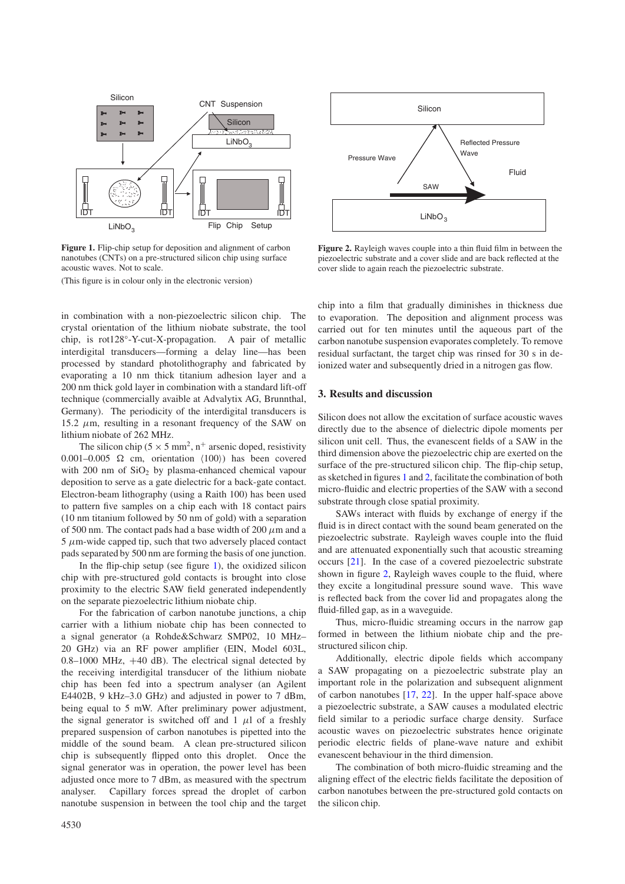**Figure 1.** Flip-chip setup for deposition and alignment of carbon nanotubes (CNTs) on a pre-structured silicon chip using surface acoustic waves. Not to scale.

(This figure is in colour only in the electronic version)

**Figure 2.** Rayleigh waves couple into a thin fluid film in between the piezoelectric substrate and a cover slide and are back reflected at the cover slide to again reach the piezoelectric substrate.

in combination with a non-piezoelectric silicon chip. The crystal orientation of the lithium niobate substrate, the tool chip, is rot128°-Y-cut-X-propagation. A pair of metallic interdigital transducers—forming a delay line—has been processed by standard photolithography and fabricated by evaporating a 10 nm thick titanium adhesion layer and a 200 nm thick gold layer in combination with a standard lift-off technique (commercially avaible at Advalytix AG, Brunnthal, Germany). The periodicity of the interdigital transducers is 15.2 $\mu$m, resulting in a resonant frequency of the SAW on lithium niobate of 262 MHz.

The silicon chip ($5 \times 5$ mm$^2$, n$^+$ arsenic doped, resistivity 0.001–0.005 $\Omega$ cm, orientation $\langle 100 \rangle$) has been covered with 200 nm of $SiO_2$ by plasma-enhanced chemical vapour deposition to serve as a gate dielectric for a back-gate contact. Electron-beam lithography (using a Raith 100) has been used to pattern five samples on a chip each with 18 contact pairs (10 nm titanium followed by 50 nm of gold) with a separation of 500 nm. The contact pads had a base width of 200 $\mu$m and a 5 $\mu$m-wide capped tip, such that two adversely placed contact pads separated by 500 nm are forming the basis of one junction.

In the flip-chip setup (see figure 1), the oxidized silicon chip with pre-structured gold contacts is brought into close proximity to the electric SAW field generated independently on the separate piezoelectric lithium niobate chip.

For the fabrication of carbon nanotube junctions, a chip carrier with a lithium niobate chip has been connected to a signal generator (a Rohde&Schwarz SMP02, 10 MHz–20 GHz) via an RF power amplifier (EIN, Model 603L, 0.8–1000 MHz, +40 dB). The electrical signal detected by the receiving interdigital transducer of the lithium niobate chip has been fed into a spectrum analyser (an Agilent E4402B, 9 kHz–3.0 GHz) and adjusted in power to 7 dBm, being equal to 5 mW. After preliminary power adjustment, the signal generator is switched off and 1 $\mu$l of a freshly prepared suspension of carbon nanotubes is pipetted into the middle of the sound beam. A clean pre-structured silicon chip is subsequently flipped onto this droplet. Once the signal generator was in operation, the power level has been adjusted once more to 7 dBm, as measured with the spectrum analyser. Capillary forces spread the droplet of carbon nanotube suspension in between the tool chip and the target chip into a film that gradually diminishes in thickness due to evaporation. The deposition and alignment process was carried out for ten minutes until the aqueous part of the carbon nanotube suspension evaporates completely. To remove residual surfactant, the target chip was rinsed for 30 s in de-ionized water and subsequently dried in a nitrogen gas flow.

## 3. Results and discussion

Silicon does not allow the excitation of surface acoustic waves directly due to the absence of dielectric dipole moments per silicon unit cell. Thus, the evanescent fields of a SAW in the third dimension above the piezoelectric chip are exerted on the surface of the pre-structured silicon chip. The flip-chip setup, as sketched in figures 1 and 2, facilitate the combination of both micro-fluidic and electric properties of the SAW with a second substrate through close spatial proximity.

SAWs interact with fluids by exchange of energy if the fluid is in direct contact with the sound beam generated on the piezoelectric substrate. Rayleigh waves couple into the fluid and are attenuated exponentially such that acoustic streaming occurs [21]. In the case of a covered piezoelectric substrate shown in figure 2, Rayleigh waves couple to the fluid, where they excite a longitudinal pressure sound wave. This wave is reflected back from the cover lid and propagates along the fluid-filled gap, as in a waveguide.

Thus, micro-fluidic streaming occurs in the narrow gap formed in between the lithium niobate chip and the pre-structured silicon chip.

Additionally, electric dipole fields which accompany a SAW propagating on a piezoelectric substrate play an important role in the polarization and subsequent alignment of carbon nanotubes [17, 22]. In the upper half-space above a piezoelectric substrate, a SAW causes a modulated electric field similar to a periodic surface charge density. Surface acoustic waves on piezoelectric substrates hence originate periodic electric fields of plane-wave nature and exhibit evanescent behaviour in the third dimension.

The combination of both micro-fluidic streaming and the aligning effect of the electric fields facilitate the deposition of carbon nanotubes between the pre-structured gold contacts on the silicon chip.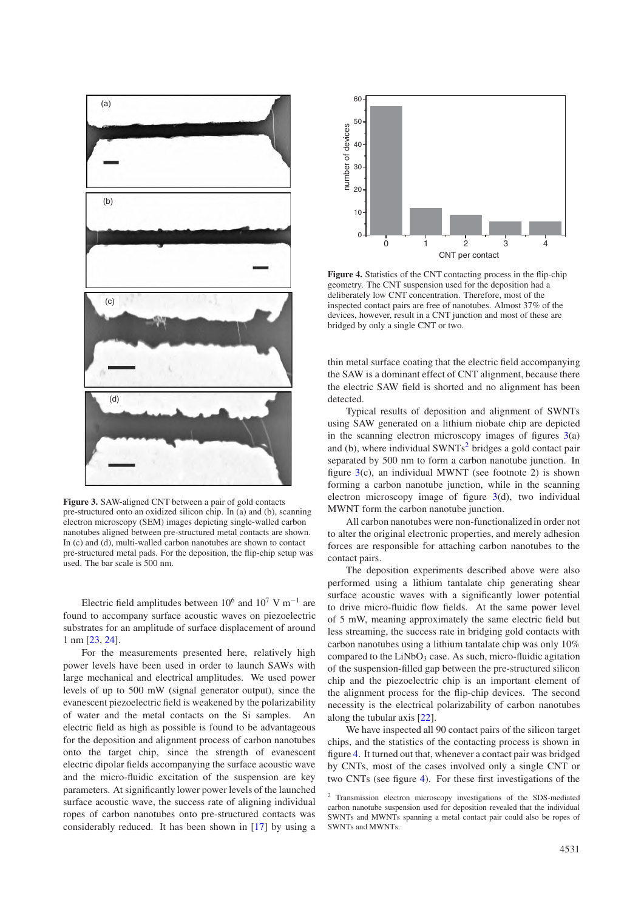**Figure 3.** SAW-aligned CNT between a pair of gold contacts pre-structured onto an oxidized silicon chip. In (a) and (b), scanning electron microscopy (SEM) images depicting single-walled carbon nanotubes aligned between pre-structured metal contacts are shown. In (c) and (d), multi-walled carbon nanotubes are shown to contact pre-structured metal pads. For the deposition, the flip-chip setup was used. The bar scale is 500 nm.

Electric field amplitudes between $10^6$ and $10^7$ V m$^{-1}$ are found to accompany surface acoustic waves on piezoelectric substrates for an amplitude of surface displacement of around 1 nm [23, 24].

For the measurements presented here, relatively high power levels have been used in order to launch SAWs with large mechanical and electrical amplitudes. We used power levels of up to 500 mW (signal generator output), since the evanescent piezoelectric field is weakened by the polarizability of water and the metal contacts on the Si samples. An electric field as high as possible is found to be advantageous for the deposition and alignment process of carbon nanotubes onto the target chip, since the strength of evanescent electric dipolar fields accompanying the surface acoustic wave and the micro-fluidic excitation of the suspension are key parameters. At significantly lower power levels of the launched surface acoustic wave, the success rate of aligning individual ropes of carbon nanotubes onto pre-structured contacts was considerably reduced. It has been shown in [17] by using a thin metal surface coating that the electric field accompanying the SAW is a dominant effect of CNT alignment, because there the electric SAW field is shorted and no alignment has been detected.

**Figure 4.** Statistics of the CNT contacting process in the flip-chip geometry. The CNT suspension used for the deposition had a deliberately low CNT concentration. Therefore, most of the inspected contact pairs are free of nanotubes. Almost 37% of the devices, however, result in a CNT junction and most of these are bridged by only a single CNT or two.

Typical results of deposition and alignment of SWNTs using SAW generated on a lithium niobate chip are depicted in the scanning electron microscopy images of figures 3(a) and (b), where individual SWNTs[2] bridges a gold contact pair separated by 500 nm to form a carbon nanotube junction. In figure 3(c), an individual MWNT (see footnote 2) is shown forming a carbon nanotube junction, while in the scanning electron microscopy image of figure 3(d), two individual MWNT form the carbon nanotube junction.

All carbon nanotubes were non-functionalized in order not to alter the original electronic properties, and merely adhesion forces are responsible for attaching carbon nanotubes to the contact pairs.

The deposition experiments described above were also performed using a lithium tantalate chip generating shear surface acoustic waves with a significantly lower potential to drive micro-fluidic flow fields. At the same power level of 5 mW, meaning approximately the same electric field but less streaming, the success rate in bridging gold contacts with carbon nanotubes using a lithium tantalate chip was only 10% compared to the $LiNbO_3$ case. As such, micro-fluidic agitation of the suspension-filled gap between the pre-structured silicon chip and the piezoelectric chip is an important element of the alignment process for the flip-chip devices. The second necessity is the electrical polarizability of carbon nanotubes along the tubular axis [22].

We have inspected all 90 contact pairs of the silicon target chips, and the statistics of the contacting process is shown in figure 4. It turned out that, whenever a contact pair was bridged by CNTs, most of the cases involved only a single CNT or two CNTs (see figure 4). For these first investigations of the

[2] Transmission electron microscopy investigations of the SDS-mediated carbon nanotube suspension used for deposition revealed that the individual SWNTs and MWNTs spanning a metal contact pair could also be ropes of SWNTs and MWNTs.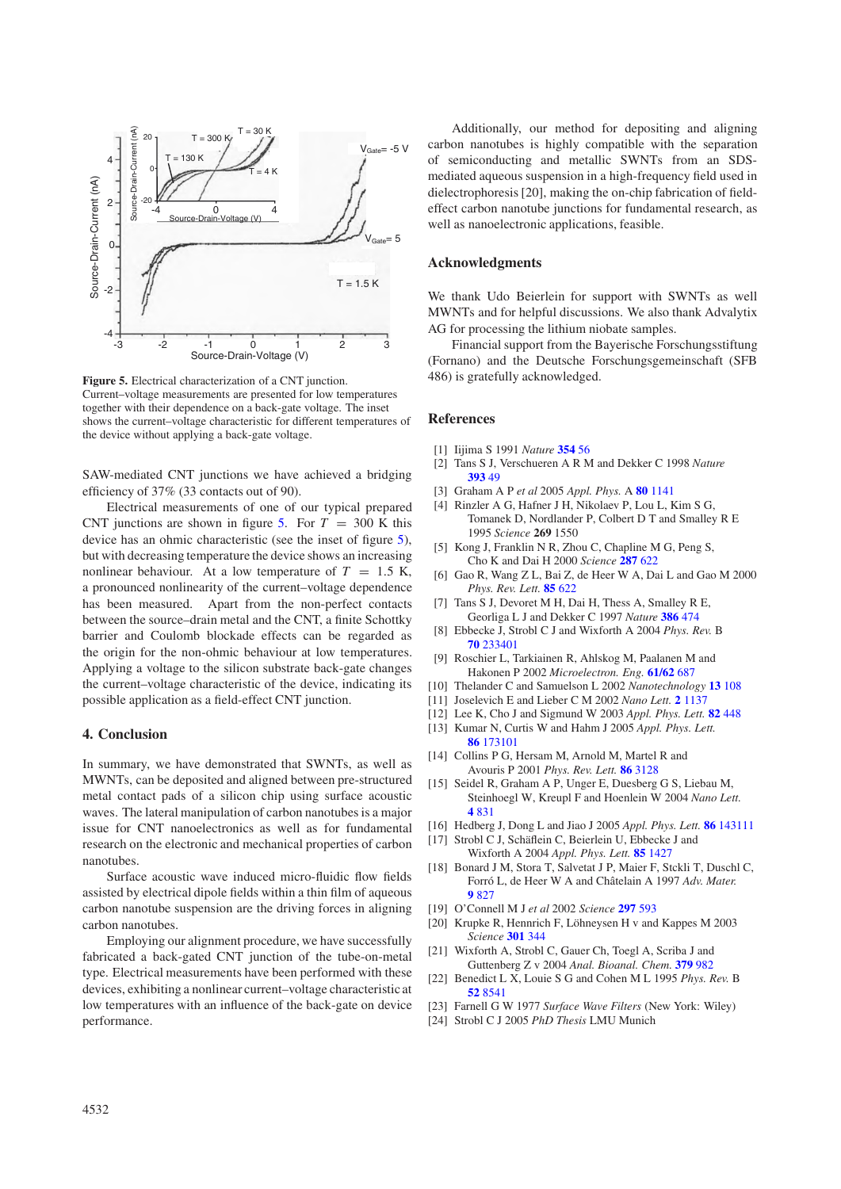Source-Drain-Current (nA)
4
2
0
-2
-4
-3 -2 -1 0 1 2 3
Source-Drain-Voltage (V)
$V_{Gate}$= -5 V
$V_{Gate}$= 5
T = 1.5 K
Source-Drain-Current (nA)
20
0
-20
-4 0 4
Source-Drain-Voltage (V)
T = 300 K
T = 30 K
T = 130 K
T = 4 K

**Figure 5.** Electrical characterization of a CNT junction. Current–voltage measurements are presented for low temperatures together with their dependence on a back-gate voltage. The inset shows the current–voltage characteristic for different temperatures of the device without applying a back-gate voltage.

SAW-mediated CNT junctions we have achieved a bridging efficiency of 37% (33 contacts out of 90).

Electrical measurements of one of our typical prepared CNT junctions are shown in figure 5. For $T = 300$ K this device has an ohmic characteristic (see the inset of figure 5), but with decreasing temperature the device shows an increasing nonlinear behaviour. At a low temperature of $T = 1.5$ K, a pronounced nonlinearity of the current–voltage dependence has been measured. Apart from the non-perfect contacts between the source–drain metal and the CNT, a finite Schottky barrier and Coulomb blockade effects can be regarded as the origin for the non-ohmic behaviour at low temperatures. Applying a voltage to the silicon substrate back-gate changes the current–voltage characteristic of the device, indicating its possible application as a field-effect CNT junction.

## 4. Conclusion

In summary, we have demonstrated that SWNTs, as well as MWNTs, can be deposited and aligned between pre-structured metal contact pads of a silicon chip using surface acoustic waves. The lateral manipulation of carbon nanotubes is a major issue for CNT nanoelectronics as well as for fundamental research on the electronic and mechanical properties of carbon nanotubes.

Surface acoustic wave induced micro-fluidic flow fields assisted by electrical dipole fields within a thin film of aqueous carbon nanotube suspension are the driving forces in aligning carbon nanotubes.

Employing our alignment procedure, we have successfully fabricated a back-gated CNT junction of the tube-on-metal type. Electrical measurements have been performed with these devices, exhibiting a nonlinear current–voltage characteristic at low temperatures with an influence of the back-gate on device performance.

Additionally, our method for depositing and aligning carbon nanotubes is highly compatible with the separation of semiconducting and metallic SWNTs from an SDS-mediated aqueous suspension in a high-frequency field used in dielectrophoresis [20], making the on-chip fabrication of field-effect carbon nanotube junctions for fundamental research, as well as nanoelectronic applications, feasible.

## Acknowledgments

We thank Udo Beierlein for support with SWNTs as well MWNTs and for helpful discussions. We also thank Advalytix AG for processing the lithium niobate samples.

Financial support from the Bayerische Forschungsstiftung (Fornano) and the Deutsche Forschungsgemeinschaft (SFB 486) is gratefully acknowledged.

## References

[1] Iijima S 1991 *Nature* **354** 56
[2] Tans S J, Verschueren A R M and Dekker C 1998 *Nature* **393** 49
[3] Graham A P *et al* 2005 *Appl. Phys.* A **80** 1141
[4] Rinzler A G, Hafner J H, Nikolaev P, Lou L, Kim S G, Tomanek D, Nordlander P, Colbert D T and Smalley R E 1995 *Science* **269** 1550
[5] Kong J, Franklin N R, Zhou C, Chapline M G, Peng S, Cho K and Dai H 2000 *Science* **287** 622
[6] Gao R, Wang Z L, Bai Z, de Heer W A, Dai L and Gao M 2000 *Phys. Rev. Lett.* **85** 622
[7] Tans S J, Devoret M H, Dai H, Thess A, Smalley R E, Georliga L J and Dekker C 1997 *Nature* **386** 474
[8] Ebbecke J, Strobl C J and Wixforth A 2004 *Phys. Rev.* B **70** 233401
[9] Roschier L, Tarkiainen R, Ahlskog M, Paalanen M and Hakonen P 2002 *Microelectron. Eng.* **61/62** 687
[10] Thelander C and Samuelson L 2002 *Nanotechnology* **13** 108
[11] Joselevich E and Lieber C M 2002 *Nano Lett.* **2** 1137
[12] Lee K, Cho J and Sigmund W 2003 *Appl. Phys. Lett.* **82** 448
[13] Kumar N, Curtis W and Hahm J 2005 *Appl. Phys. Lett.* **86** 173101
[14] Collins P G, Hersam M, Arnold M, Martel R and Avouris P 2001 *Phys. Rev. Lett.* **86** 3128
[15] Seidel R, Graham A P, Unger E, Duesberg G S, Liebau M, Steinhoegl W, Kreupl F and Hoenlein W 2004 *Nano Lett.* **4** 831
[16] Hedberg J, Dong L and Jiao J 2005 *Appl. Phys. Lett.* **86** 143111
[17] Strobl C J, Schäflein C, Beierlein U, Ebbecke J and Wixforth A 2004 *Appl. Phys. Lett.* **85** 1427
[18] Bonard J M, Stora T, Salvetat J P, Maier F, Stckli T, Duschl C, Forró L, de Heer W A and Châtelain A 1997 *Adv. Mater.* **9** 827
[19] O'Connell M J *et al* 2002 *Science* **297** 593
[20] Krupke R, Hennrich F, Löhneysen H v and Kappes M 2003 *Science* **301** 344
[21] Wixforth A, Strobl C J, Gauer Ch, Toegl A, Scriba J and Guttenberg Z v 2004 *Anal. Bioanal. Chem.* **379** 982
[22] Benedict L X, Louie S G and Cohen M L 1995 *Phys. Rev.* B **52** 8541
[23] Farnell G W 1977 *Surface Wave Filters* (New York: Wiley)
[24] Strobl C J 2005 *PhD Thesis* LMU Munich